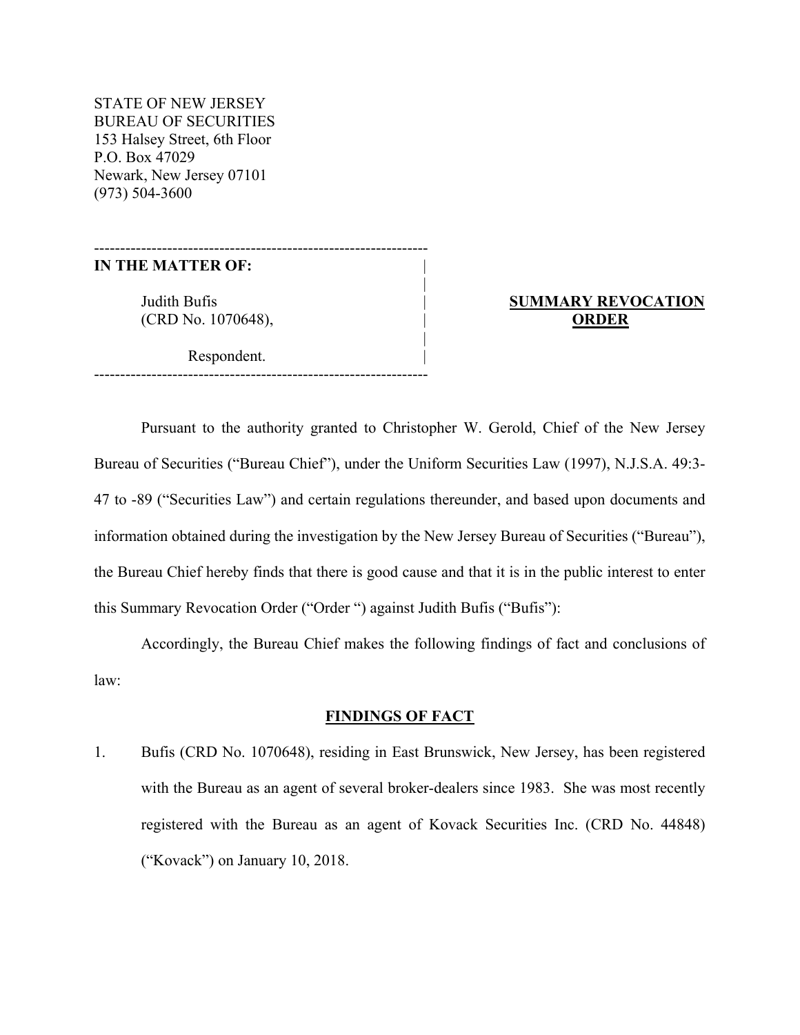STATE OF NEW JERSEY
BUREAU OF SECURITIES
153 Halsey Street, 6th Floor
P.O. Box 47029
Newark, New Jersey 07101
(973) 504-3600

---

**IN THE MATTER OF:**

Judith Bufis
(CRD No. 1070648),

Respondent.

---

**SUMMARY REVOCATION ORDER**

Pursuant to the authority granted to Christopher W. Gerold, Chief of the New Jersey Bureau of Securities ("Bureau Chief"), under the Uniform Securities Law (1997), N.J.S.A. 49:3-47 to -89 ("Securities Law") and certain regulations thereunder, and based upon documents and information obtained during the investigation by the New Jersey Bureau of Securities ("Bureau"), the Bureau Chief hereby finds that there is good cause and that it is in the public interest to enter this Summary Revocation Order ("Order ") against Judith Bufis ("Bufis"):

Accordingly, the Bureau Chief makes the following findings of fact and conclusions of law:

## FINDINGS OF FACT

1. Bufis (CRD No. 1070648), residing in East Brunswick, New Jersey, has been registered with the Bureau as an agent of several broker-dealers since 1983. She was most recently registered with the Bureau as an agent of Kovack Securities Inc. (CRD No. 44848) ("Kovack") on January 10, 2018.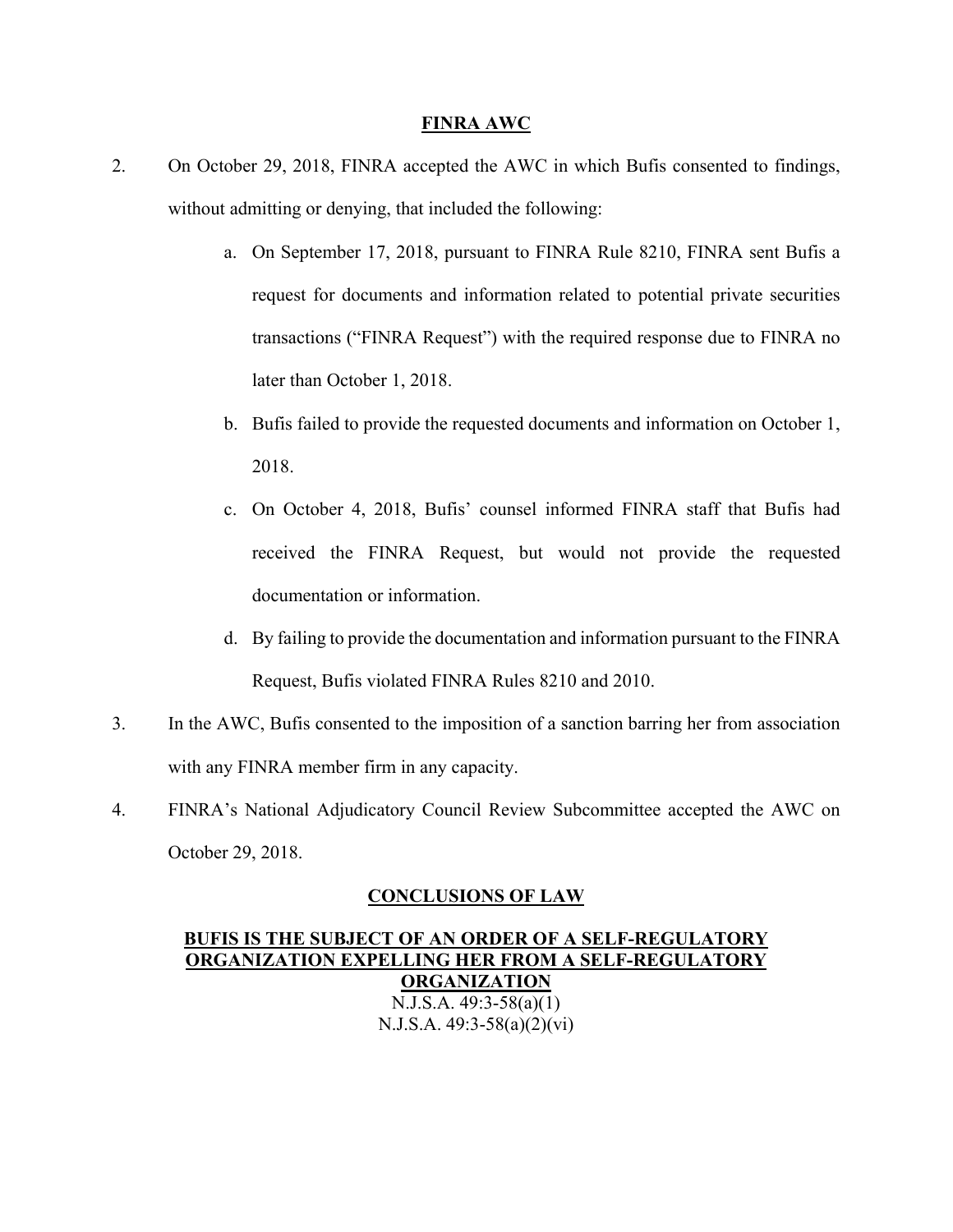## FINRA AWC

2. On October 29, 2018, FINRA accepted the AWC in which Bufis consented to findings, without admitting or denying, that included the following:

   a. On September 17, 2018, pursuant to FINRA Rule 8210, FINRA sent Bufis a request for documents and information related to potential private securities transactions ("FINRA Request") with the required response due to FINRA no later than October 1, 2018.

   b. Bufis failed to provide the requested documents and information on October 1, 2018.

   c. On October 4, 2018, Bufis' counsel informed FINRA staff that Bufis had received the FINRA Request, but would not provide the requested documentation or information.

   d. By failing to provide the documentation and information pursuant to the FINRA Request, Bufis violated FINRA Rules 8210 and 2010.

3. In the AWC, Bufis consented to the imposition of a sanction barring her from association with any FINRA member firm in any capacity.

4. FINRA's National Adjudicatory Council Review Subcommittee accepted the AWC on October 29, 2018.

## CONCLUSIONS OF LAW

### BUFIS IS THE SUBJECT OF AN ORDER OF A SELF-REGULATORY ORGANIZATION EXPELLING HER FROM A SELF-REGULATORY ORGANIZATION

N.J.S.A. 49:3-58(a)(1)
N.J.S.A. 49:3-58(a)(2)(vi)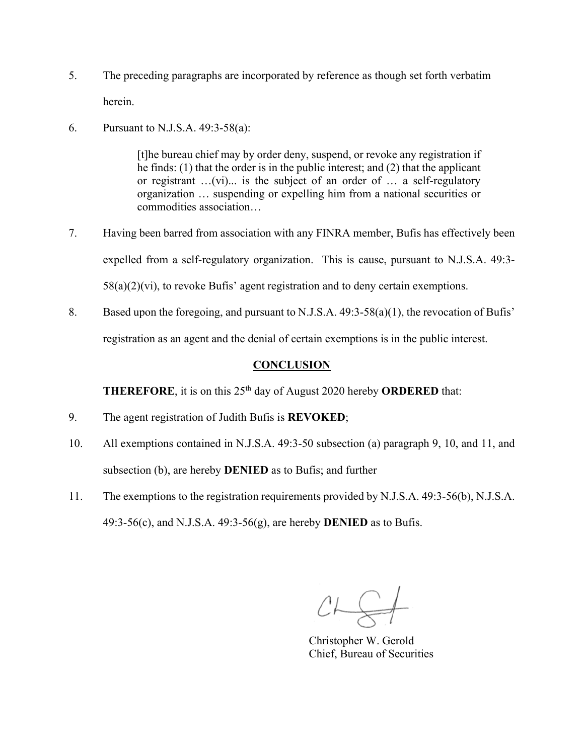5. The preceding paragraphs are incorporated by reference as though set forth verbatim herein.

6. Pursuant to N.J.S.A. 49:3-58(a):

> [t]he bureau chief may by order deny, suspend, or revoke any registration if he finds: (1) that the order is in the public interest; and (2) that the applicant or registrant …(vi)... is the subject of an order of … a self-regulatory organization … suspending or expelling him from a national securities or commodities association…

7. Having been barred from association with any FINRA member, Bufis has effectively been expelled from a self-regulatory organization. This is cause, pursuant to N.J.S.A. 49:3-58(a)(2)(vi), to revoke Bufis' agent registration and to deny certain exemptions.

8. Based upon the foregoing, and pursuant to N.J.S.A. 49:3-58(a)(1), the revocation of Bufis' registration as an agent and the denial of certain exemptions is in the public interest.

## CONCLUSION

**THEREFORE**, it is on this 25th day of August 2020 hereby **ORDERED** that:

9. The agent registration of Judith Bufis is **REVOKED**;

10. All exemptions contained in N.J.S.A. 49:3-50 subsection (a) paragraph 9, 10, and 11, and subsection (b), are hereby **DENIED** as to Bufis; and further

11. The exemptions to the registration requirements provided by N.J.S.A. 49:3-56(b), N.J.S.A. 49:3-56(c), and N.J.S.A. 49:3-56(g), are hereby **DENIED** as to Bufis.

Christopher W. Gerold
Chief, Bureau of Securities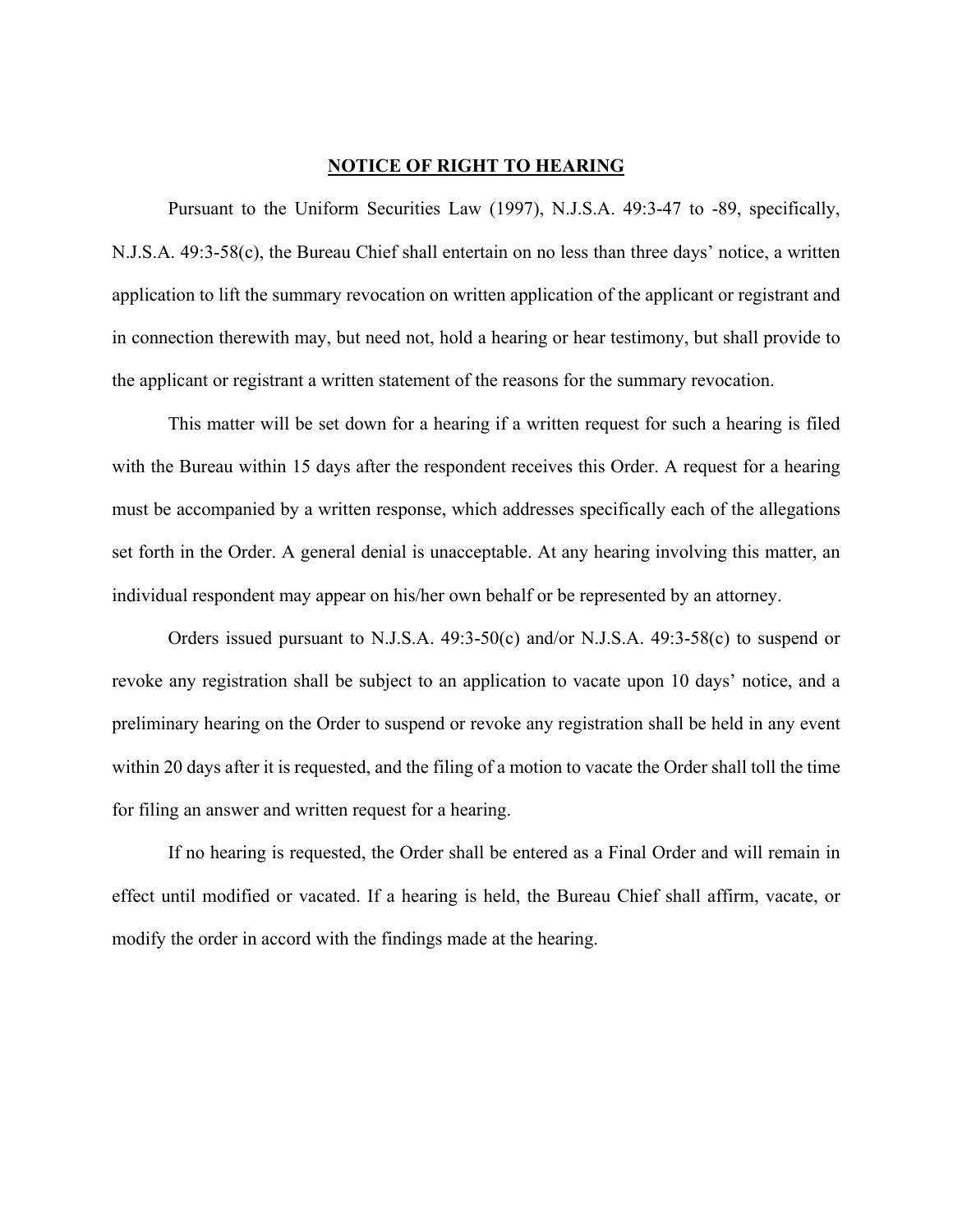## **NOTICE OF RIGHT TO HEARING**

Pursuant to the Uniform Securities Law (1997), N.J.S.A. 49:3-47 to -89, specifically, N.J.S.A. 49:3-58(c), the Bureau Chief shall entertain on no less than three days' notice, a written application to lift the summary revocation on written application of the applicant or registrant and in connection therewith may, but need not, hold a hearing or hear testimony, but shall provide to the applicant or registrant a written statement of the reasons for the summary revocation.

This matter will be set down for a hearing if a written request for such a hearing is filed with the Bureau within 15 days after the respondent receives this Order. A request for a hearing must be accompanied by a written response, which addresses specifically each of the allegations set forth in the Order. A general denial is unacceptable. At any hearing involving this matter, an individual respondent may appear on his/her own behalf or be represented by an attorney.

Orders issued pursuant to N.J.S.A. 49:3-50(c) and/or N.J.S.A. 49:3-58(c) to suspend or revoke any registration shall be subject to an application to vacate upon 10 days' notice, and a preliminary hearing on the Order to suspend or revoke any registration shall be held in any event within 20 days after it is requested, and the filing of a motion to vacate the Order shall toll the time for filing an answer and written request for a hearing.

If no hearing is requested, the Order shall be entered as a Final Order and will remain in effect until modified or vacated. If a hearing is held, the Bureau Chief shall affirm, vacate, or modify the order in accord with the findings made at the hearing.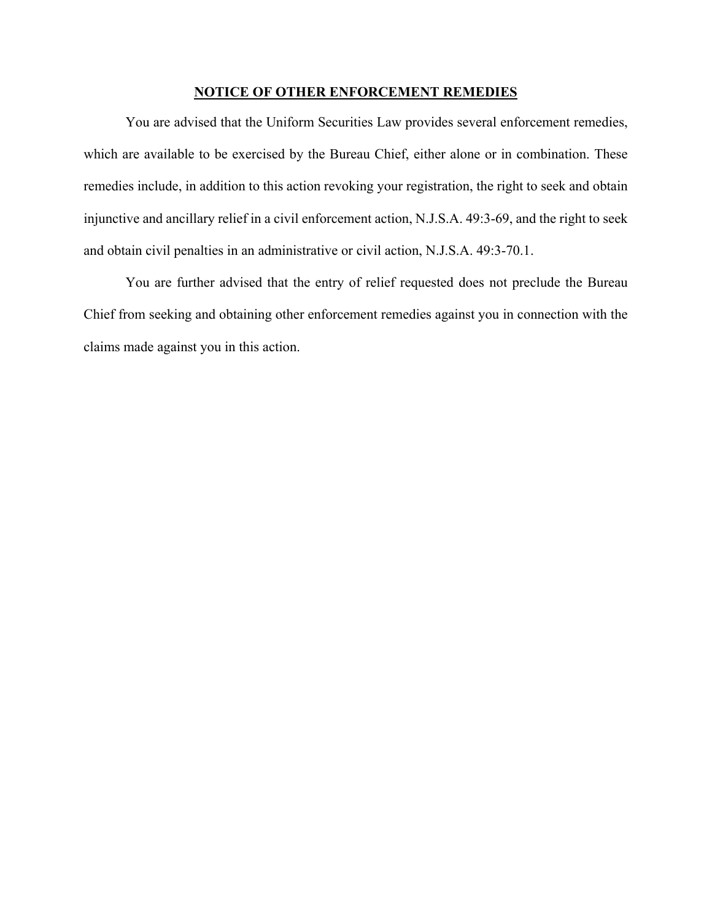## NOTICE OF OTHER ENFORCEMENT REMEDIES

You are advised that the Uniform Securities Law provides several enforcement remedies, which are available to be exercised by the Bureau Chief, either alone or in combination. These remedies include, in addition to this action revoking your registration, the right to seek and obtain injunctive and ancillary relief in a civil enforcement action, N.J.S.A. 49:3-69, and the right to seek and obtain civil penalties in an administrative or civil action, N.J.S.A. 49:3-70.1.

You are further advised that the entry of relief requested does not preclude the Bureau Chief from seeking and obtaining other enforcement remedies against you in connection with the claims made against you in this action.